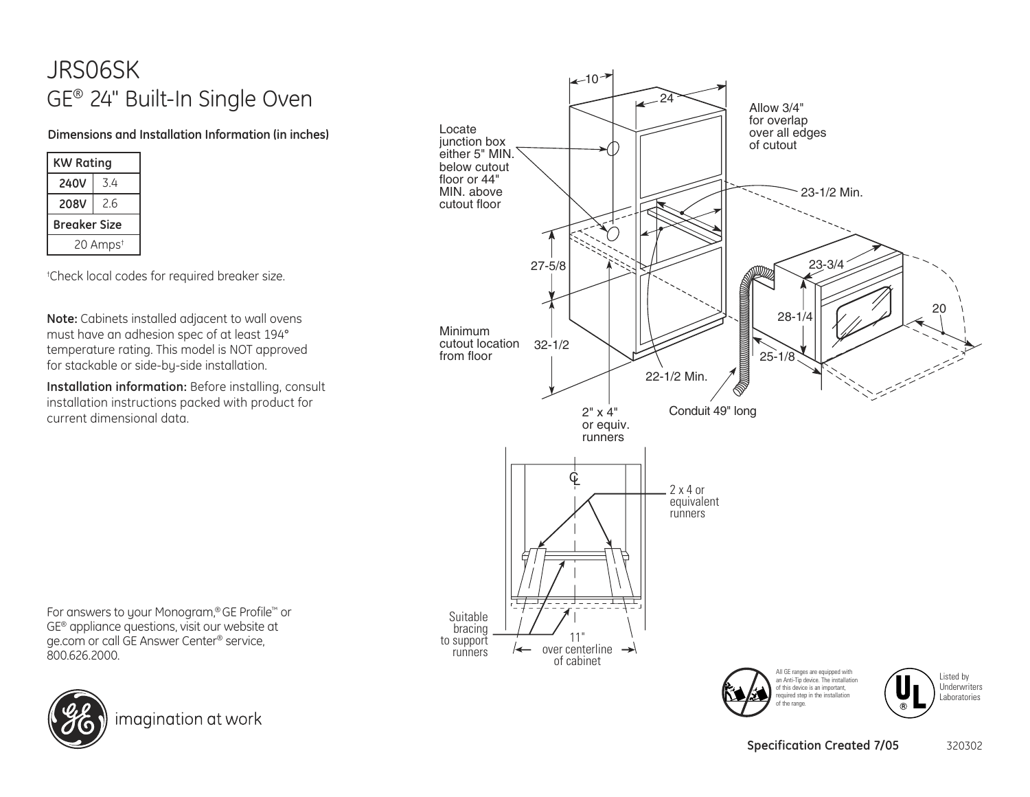# JRS06SK

## GE® 24" Built-In Single Oven

**Dimensions and Installation Information (in inches)**

| KW Rating | |
|---|---|
| **240V** | 3.4 |
| **208V** | 2.6 |
| **Breaker Size** | |
| 20 Amps† | |

†Check local codes for required breaker size.

**Note:** Cabinets installed adjacent to wall ovens must have an adhesion spec of at least 194° temperature rating. This model is NOT approved for stackable or side-by-side installation.

**Installation information:** Before installing, consult installation instructions packed with product for current dimensional data.

Locate junction box either 5" MIN. below cutout floor or 44" MIN. above cutout floor

10

24

Allow 3/4" for overlap over all edges of cutout

23-1/2 Min.

23-3/4

27-5/8

28-1/4

20

Minimum cutout location from floor

32-1/2

25-1/8

22-1/2 Min.

2" x 4" or equiv. runners

Conduit 49" long

2 x 4 or equivalent runners

Suitable bracing to support runners

11" over centerline of cabinet

For answers to your Monogram,® GE Profile™ or GE® appliance questions, visit our website at ge.com or call GE Answer Center® service, 800.626.2000.

imagination at work

All GE ranges are equipped with an Anti-Tip device. The installation of this device is an important, required step in the installation of the range.

Listed by Underwriters Laboratories

**Specification Created 7/05** 320302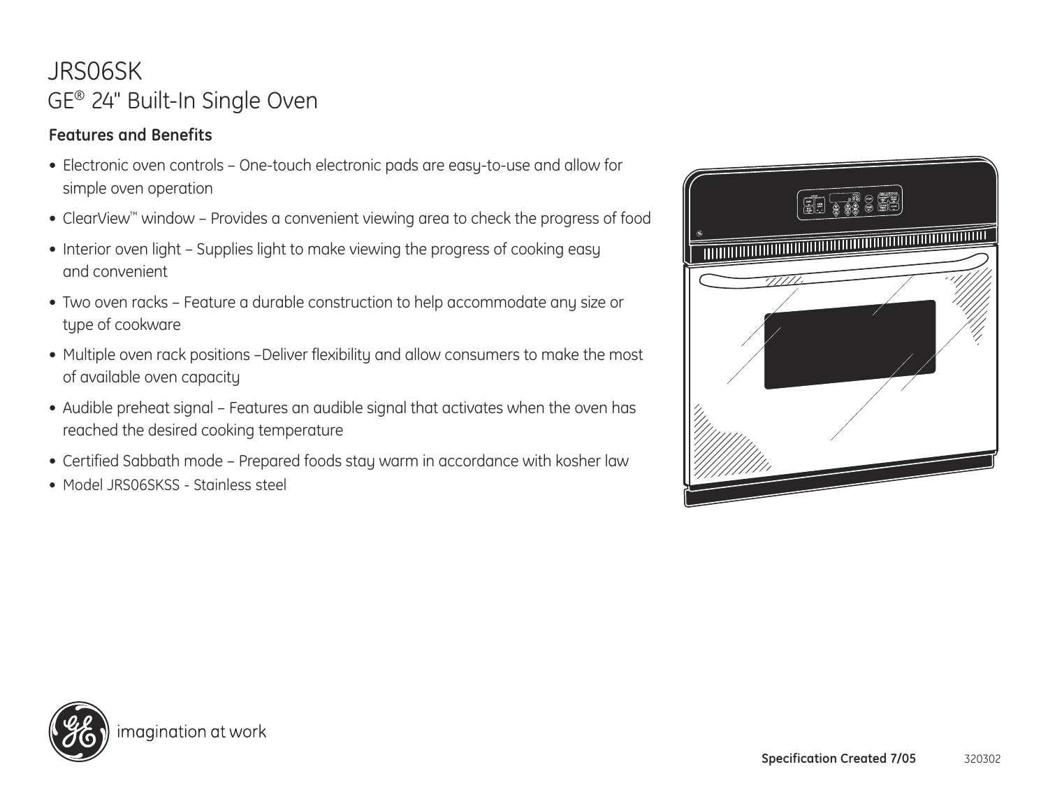# JRS06SK
## GE® 24" Built-In Single Oven

### Features and Benefits

- Electronic oven controls – One-touch electronic pads are easy-to-use and allow for simple oven operation
- ClearView™ window – Provides a convenient viewing area to check the progress of food
- Interior oven light – Supplies light to make viewing the progress of cooking easy and convenient
- Two oven racks – Feature a durable construction to help accommodate any size or type of cookware
- Multiple oven rack positions –Deliver flexibility and allow consumers to make the most of available oven capacity
- Audible preheat signal – Features an audible signal that activates when the oven has reached the desired cooking temperature
- Certified Sabbath mode – Prepared foods stay warm in accordance with kosher law
- Model JRS06SKSS - Stainless steel

imagination at work

**Specification Created 7/05** 320302